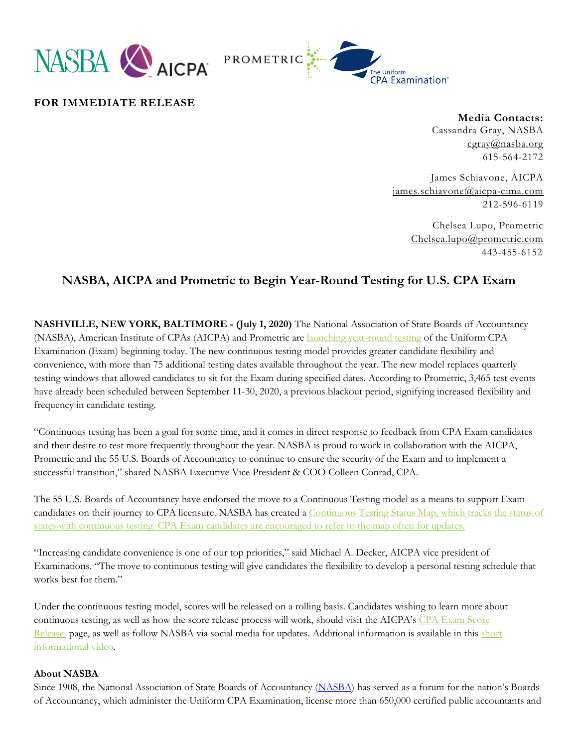**FOR IMMEDIATE RELEASE**

**Media Contacts:**
Cassandra Gray, NASBA
cgray@nasba.org
615-564-2172

James Schiavone, AICPA
james.schiavone@aicpa-cima.com
212-596-6119

Chelsea Lupo, Prometric
Chelsea.lupo@prometric.com
443-455-6152

# NASBA, AICPA and Prometric to Begin Year-Round Testing for U.S. CPA Exam

**NASHVILLE, NEW YORK, BALTIMORE - (July 1, 2020)** The National Association of State Boards of Accountancy (NASBA), American Institute of CPAs (AICPA) and Prometric are launching year-round testing of the Uniform CPA Examination (Exam) beginning today. The new continuous testing model provides greater candidate flexibility and convenience, with more than 75 additional testing dates available throughout the year. The new model replaces quarterly testing windows that allowed candidates to sit for the Exam during specified dates. According to Prometric, 3,465 test events have already been scheduled between September 11-30, 2020, a previous blackout period, signifying increased flexibility and frequency in candidate testing.

"Continuous testing has been a goal for some time, and it comes in direct response to feedback from CPA Exam candidates and their desire to test more frequently throughout the year. NASBA is proud to work in collaboration with the AICPA, Prometric and the 55 U.S. Boards of Accountancy to continue to ensure the security of the Exam and to implement a successful transition," shared NASBA Executive Vice President & COO Colleen Conrad, CPA.

The 55 U.S. Boards of Accountancy have endorsed the move to a Continuous Testing model as a means to support Exam candidates on their journey to CPA licensure. NASBA has created a Continuous Testing Status Map, which tracks the status of states with continuous testing. CPA Exam candidates are encouraged to refer to the map often for updates.

"Increasing candidate convenience is one of our top priorities," said Michael A. Decker, AICPA vice president of Examinations. "The move to continuous testing will give candidates the flexibility to develop a personal testing schedule that works best for them."

Under the continuous testing model, scores will be released on a rolling basis. Candidates wishing to learn more about continuous testing, as well as how the score release process will work, should visit the AICPA's CPA Exam Score Release page, as well as follow NASBA via social media for updates. Additional information is available in this short informational video.

**About NASBA**
Since 1908, the National Association of State Boards of Accountancy (NASBA) has served as a forum for the nation's Boards of Accountancy, which administer the Uniform CPA Examination, license more than 650,000 certified public accountants and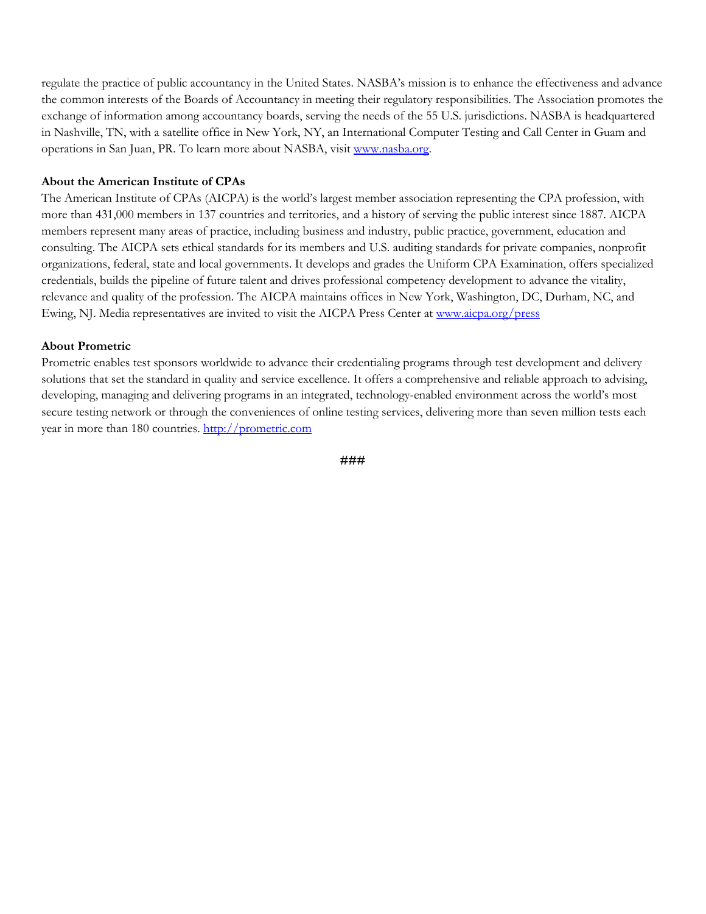regulate the practice of public accountancy in the United States. NASBA's mission is to enhance the effectiveness and advance the common interests of the Boards of Accountancy in meeting their regulatory responsibilities. The Association promotes the exchange of information among accountancy boards, serving the needs of the 55 U.S. jurisdictions. NASBA is headquartered in Nashville, TN, with a satellite office in New York, NY, an International Computer Testing and Call Center in Guam and operations in San Juan, PR. To learn more about NASBA, visit [www.nasba.org](http://www.nasba.org).

**About the American Institute of CPAs**

The American Institute of CPAs (AICPA) is the world's largest member association representing the CPA profession, with more than 431,000 members in 137 countries and territories, and a history of serving the public interest since 1887. AICPA members represent many areas of practice, including business and industry, public practice, government, education and consulting. The AICPA sets ethical standards for its members and U.S. auditing standards for private companies, nonprofit organizations, federal, state and local governments. It develops and grades the Uniform CPA Examination, offers specialized credentials, builds the pipeline of future talent and drives professional competency development to advance the vitality, relevance and quality of the profession. The AICPA maintains offices in New York, Washington, DC, Durham, NC, and Ewing, NJ. Media representatives are invited to visit the AICPA Press Center at [www.aicpa.org/press](http://www.aicpa.org/press)

**About Prometric**

Prometric enables test sponsors worldwide to advance their credentialing programs through test development and delivery solutions that set the standard in quality and service excellence. It offers a comprehensive and reliable approach to advising, developing, managing and delivering programs in an integrated, technology-enabled environment across the world's most secure testing network or through the conveniences of online testing services, delivering more than seven million tests each year in more than 180 countries. [http://prometric.com](http://prometric.com)

###